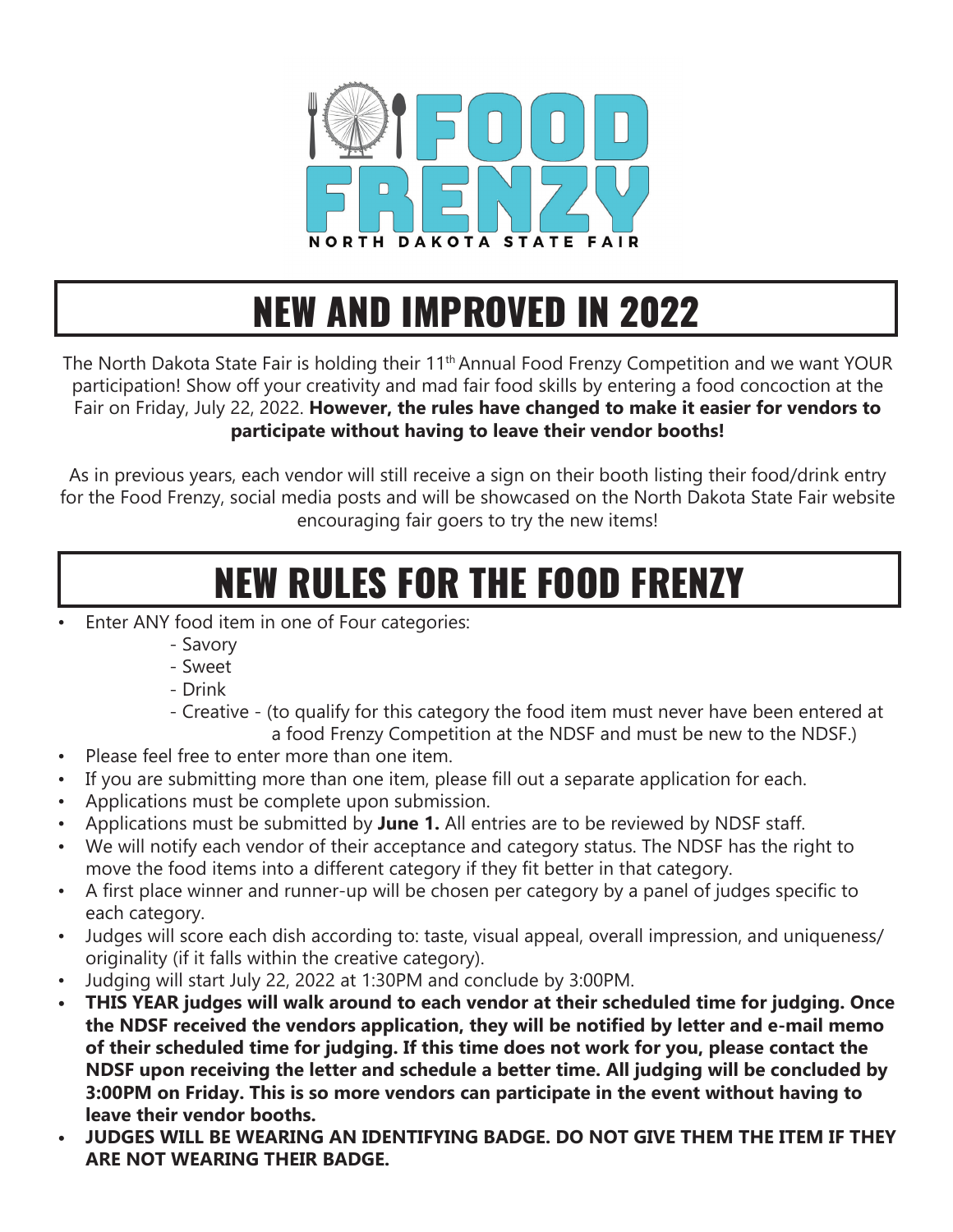# FOOD FRENZY

NORTH DAKOTA STATE FAIR

## NEW AND IMPROVED IN 2022

The North Dakota State Fair is holding their 11th Annual Food Frenzy Competition and we want YOUR participation! Show off your creativity and mad fair food skills by entering a food concoction at the Fair on Friday, July 22, 2022. **However, the rules have changed to make it easier for vendors to participate without having to leave their vendor booths!**

As in previous years, each vendor will still receive a sign on their booth listing their food/drink entry for the Food Frenzy, social media posts and will be showcased on the North Dakota State Fair website encouraging fair goers to try the new items!

## NEW RULES FOR THE FOOD FRENZY

- Enter ANY food item in one of Four categories:
  - Savory
  - Sweet
  - Drink
  - Creative - (to qualify for this category the food item must never have been entered at a food Frenzy Competition at the NDSF and must be new to the NDSF.)
- Please feel free to enter more than one item.
- If you are submitting more than one item, please fill out a separate application for each.
- Applications must be complete upon submission.
- Applications must be submitted by **June 1.** All entries are to be reviewed by NDSF staff.
- We will notify each vendor of their acceptance and category status. The NDSF has the right to move the food items into a different category if they fit better in that category.
- A first place winner and runner-up will be chosen per category by a panel of judges specific to each category.
- Judges will score each dish according to: taste, visual appeal, overall impression, and uniqueness/ originality (if it falls within the creative category).
- Judging will start July 22, 2022 at 1:30PM and conclude by 3:00PM.
- **THIS YEAR judges will walk around to each vendor at their scheduled time for judging. Once the NDSF received the vendors application, they will be notified by letter and e-mail memo of their scheduled time for judging. If this time does not work for you, please contact the NDSF upon receiving the letter and schedule a better time. All judging will be concluded by 3:00PM on Friday. This is so more vendors can participate in the event without having to leave their vendor booths.**
- **JUDGES WILL BE WEARING AN IDENTIFYING BADGE. DO NOT GIVE THEM THE ITEM IF THEY ARE NOT WEARING THEIR BADGE.**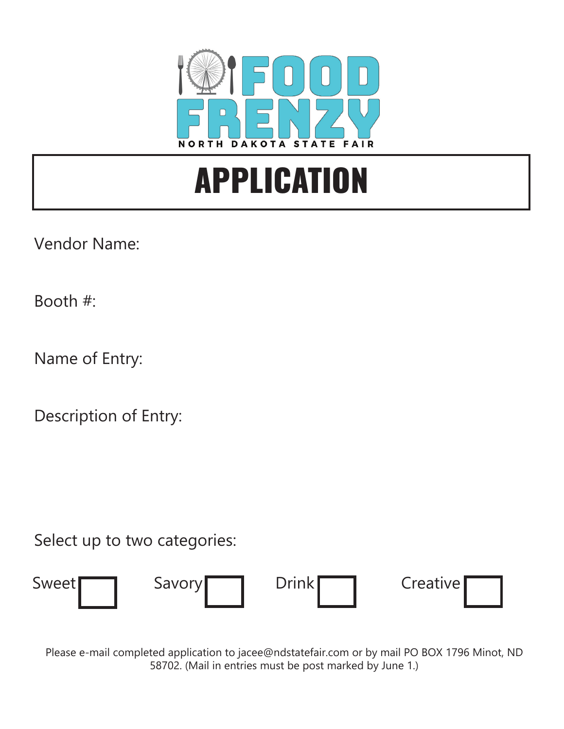FOOD FRENZY

NORTH DAKOTA STATE FAIR

# APPLICATION

Vendor Name:

Booth #:

Name of Entry:

Description of Entry:

Select up to two categories:

Sweet ☐ Savory ☐ Drink ☐ Creative ☐

Please e-mail completed application to jacee@ndstatefair.com or by mail PO BOX 1796 Minot, ND 58702. (Mail in entries must be post marked by June 1.)